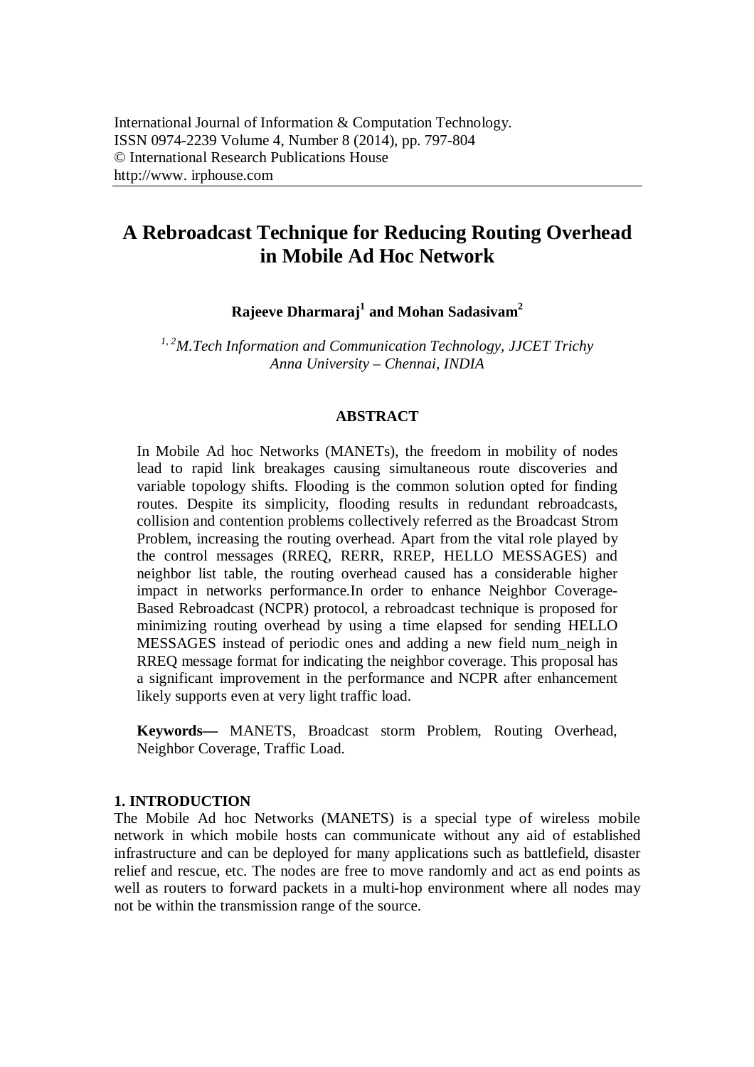International Journal of Information & Computation Technology.
ISSN 0974-2239 Volume 4, Number 8 (2014), pp. 797-804
© International Research Publications House
http://www. irphouse.com

# A Rebroadcast Technique for Reducing Routing Overhead in Mobile Ad Hoc Network

**Rajeeve Dharmaraj[1] and Mohan Sadasivam[2]**

*[1,2]M.Tech Information and Communication Technology, JJCET Trichy*
*Anna University – Chennai, INDIA*

## ABSTRACT

In Mobile Ad hoc Networks (MANETs), the freedom in mobility of nodes lead to rapid link breakages causing simultaneous route discoveries and variable topology shifts. Flooding is the common solution opted for finding routes. Despite its simplicity, flooding results in redundant rebroadcasts, collision and contention problems collectively referred as the Broadcast Strom Problem, increasing the routing overhead. Apart from the vital role played by the control messages (RREQ, RERR, RREP, HELLO MESSAGES) and neighbor list table, the routing overhead caused has a considerable higher impact in networks performance.In order to enhance Neighbor Coverage-Based Rebroadcast (NCPR) protocol, a rebroadcast technique is proposed for minimizing routing overhead by using a time elapsed for sending HELLO MESSAGES instead of periodic ones and adding a new field num_neigh in RREQ message format for indicating the neighbor coverage. This proposal has a significant improvement in the performance and NCPR after enhancement likely supports even at very light traffic load.

**Keywords—** MANETS, Broadcast storm Problem, Routing Overhead, Neighbor Coverage, Traffic Load.

## 1. INTRODUCTION

The Mobile Ad hoc Networks (MANETS) is a special type of wireless mobile network in which mobile hosts can communicate without any aid of established infrastructure and can be deployed for many applications such as battlefield, disaster relief and rescue, etc. The nodes are free to move randomly and act as end points as well as routers to forward packets in a multi-hop environment where all nodes may not be within the transmission range of the source.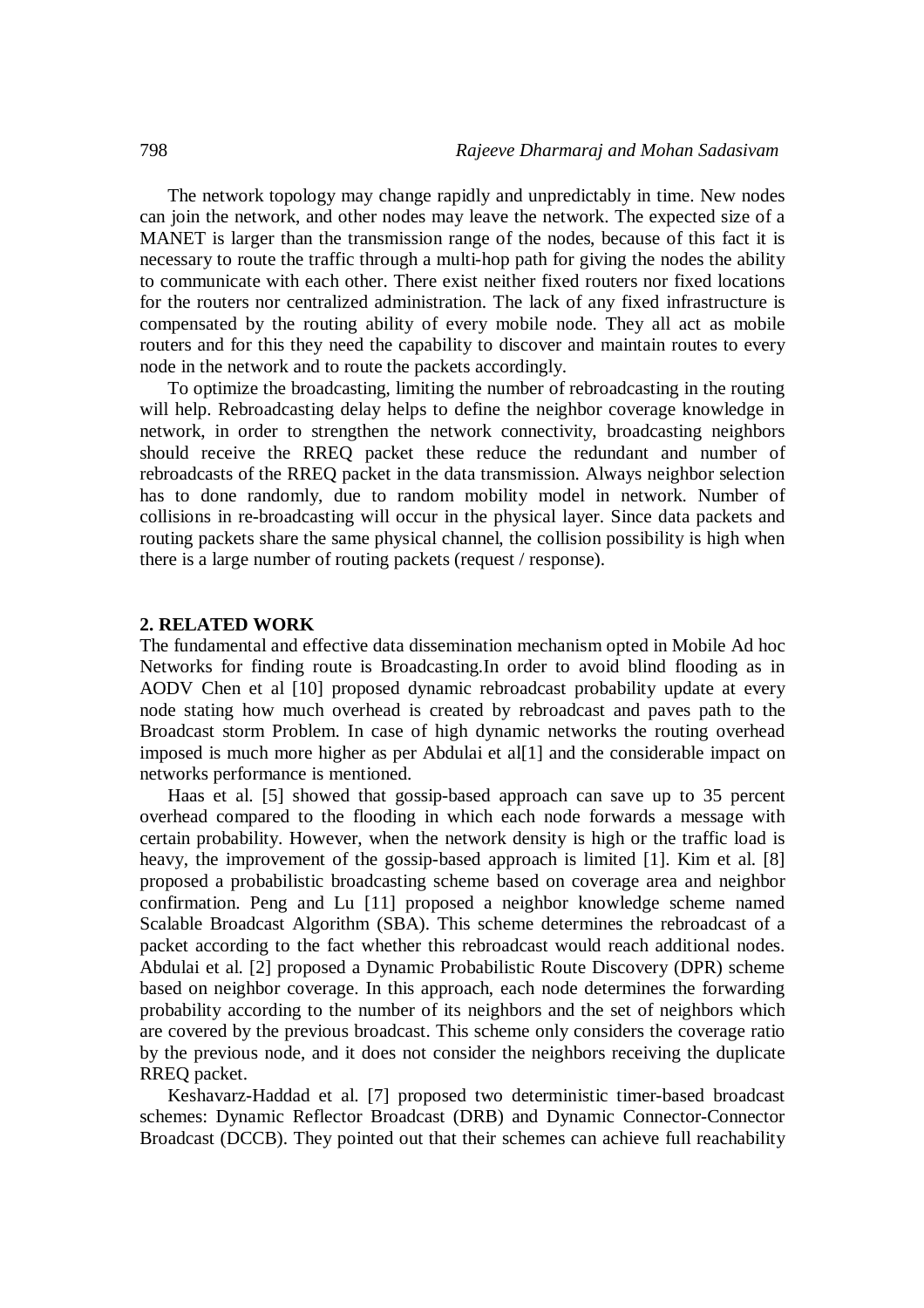The network topology may change rapidly and unpredictably in time. New nodes can join the network, and other nodes may leave the network. The expected size of a MANET is larger than the transmission range of the nodes, because of this fact it is necessary to route the traffic through a multi-hop path for giving the nodes the ability to communicate with each other. There exist neither fixed routers nor fixed locations for the routers nor centralized administration. The lack of any fixed infrastructure is compensated by the routing ability of every mobile node. They all act as mobile routers and for this they need the capability to discover and maintain routes to every node in the network and to route the packets accordingly.

To optimize the broadcasting, limiting the number of rebroadcasting in the routing will help. Rebroadcasting delay helps to define the neighbor coverage knowledge in network, in order to strengthen the network connectivity, broadcasting neighbors should receive the RREQ packet these reduce the redundant and number of rebroadcasts of the RREQ packet in the data transmission. Always neighbor selection has to done randomly, due to random mobility model in network. Number of collisions in re-broadcasting will occur in the physical layer. Since data packets and routing packets share the same physical channel, the collision possibility is high when there is a large number of routing packets (request / response).

## 2. RELATED WORK

The fundamental and effective data dissemination mechanism opted in Mobile Ad hoc Networks for finding route is Broadcasting.In order to avoid blind flooding as in AODV Chen et al [10] proposed dynamic rebroadcast probability update at every node stating how much overhead is created by rebroadcast and paves path to the Broadcast storm Problem. In case of high dynamic networks the routing overhead imposed is much more higher as per Abdulai et al[1] and the considerable impact on networks performance is mentioned.

Haas et al. [5] showed that gossip-based approach can save up to 35 percent overhead compared to the flooding in which each node forwards a message with certain probability. However, when the network density is high or the traffic load is heavy, the improvement of the gossip-based approach is limited [1]. Kim et al. [8] proposed a probabilistic broadcasting scheme based on coverage area and neighbor confirmation. Peng and Lu [11] proposed a neighbor knowledge scheme named Scalable Broadcast Algorithm (SBA). This scheme determines the rebroadcast of a packet according to the fact whether this rebroadcast would reach additional nodes. Abdulai et al. [2] proposed a Dynamic Probabilistic Route Discovery (DPR) scheme based on neighbor coverage. In this approach, each node determines the forwarding probability according to the number of its neighbors and the set of neighbors which are covered by the previous broadcast. This scheme only considers the coverage ratio by the previous node, and it does not consider the neighbors receiving the duplicate RREQ packet.

Keshavarz-Haddad et al. [7] proposed two deterministic timer-based broadcast schemes: Dynamic Reflector Broadcast (DRB) and Dynamic Connector-Connector Broadcast (DCCB). They pointed out that their schemes can achieve full reachability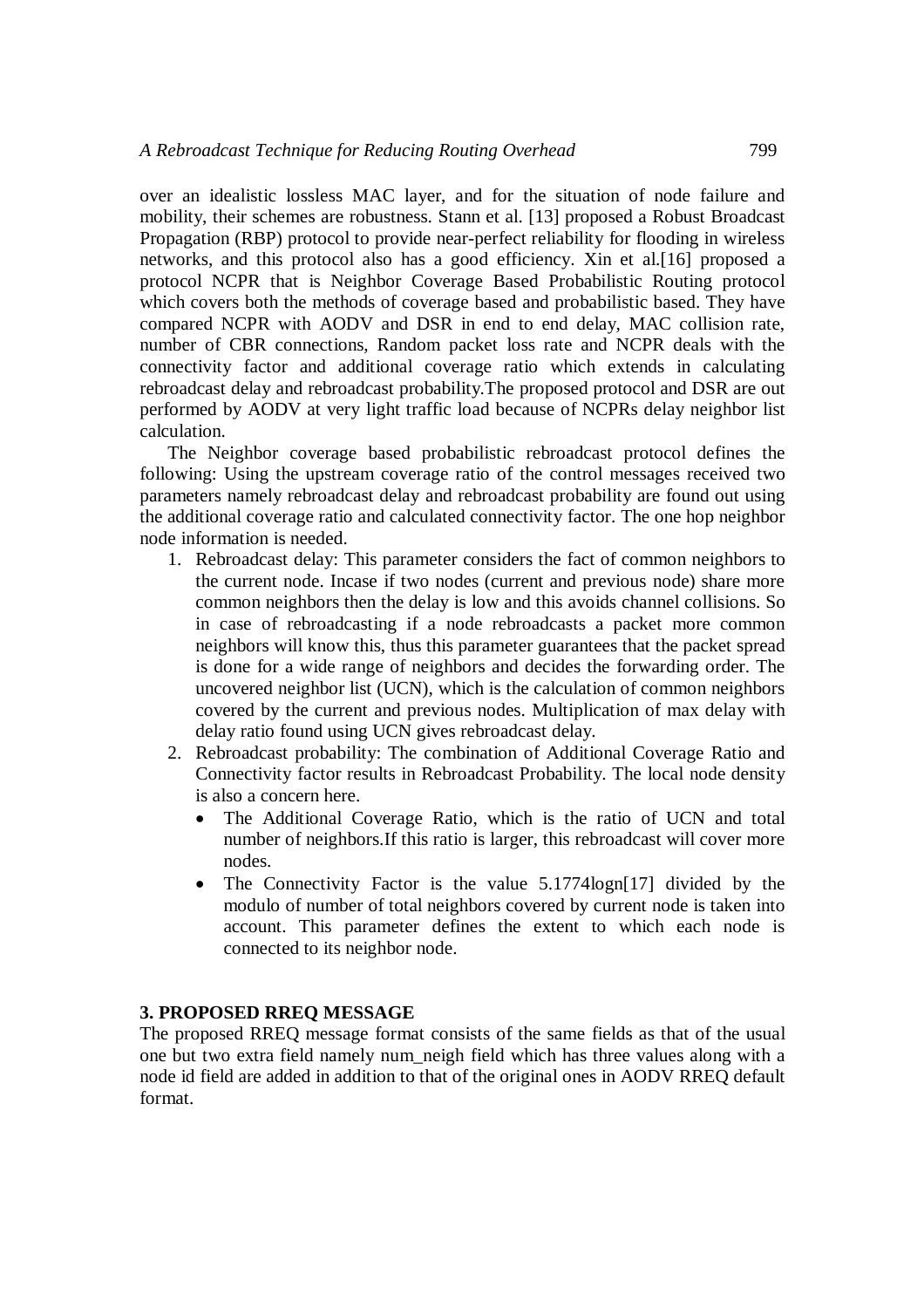over an idealistic lossless MAC layer, and for the situation of node failure and mobility, their schemes are robustness. Stann et al. [13] proposed a Robust Broadcast Propagation (RBP) protocol to provide near-perfect reliability for flooding in wireless networks, and this protocol also has a good efficiency. Xin et al.[16] proposed a protocol NCPR that is Neighbor Coverage Based Probabilistic Routing protocol which covers both the methods of coverage based and probabilistic based. They have compared NCPR with AODV and DSR in end to end delay, MAC collision rate, number of CBR connections, Random packet loss rate and NCPR deals with the connectivity factor and additional coverage ratio which extends in calculating rebroadcast delay and rebroadcast probability.The proposed protocol and DSR are out performed by AODV at very light traffic load because of NCPRs delay neighbor list calculation.

The Neighbor coverage based probabilistic rebroadcast protocol defines the following: Using the upstream coverage ratio of the control messages received two parameters namely rebroadcast delay and rebroadcast probability are found out using the additional coverage ratio and calculated connectivity factor. The one hop neighbor node information is needed.

1. Rebroadcast delay: This parameter considers the fact of common neighbors to the current node. Incase if two nodes (current and previous node) share more common neighbors then the delay is low and this avoids channel collisions. So in case of rebroadcasting if a node rebroadcasts a packet more common neighbors will know this, thus this parameter guarantees that the packet spread is done for a wide range of neighbors and decides the forwarding order. The uncovered neighbor list (UCN), which is the calculation of common neighbors covered by the current and previous nodes. Multiplication of max delay with delay ratio found using UCN gives rebroadcast delay.
2. Rebroadcast probability: The combination of Additional Coverage Ratio and Connectivity factor results in Rebroadcast Probability. The local node density is also a concern here.
   - The Additional Coverage Ratio, which is the ratio of UCN and total number of neighbors.If this ratio is larger, this rebroadcast will cover more nodes.
   - The Connectivity Factor is the value 5.1774logn[17] divided by the modulo of number of total neighbors covered by current node is taken into account. This parameter defines the extent to which each node is connected to its neighbor node.

## 3. PROPOSED RREQ MESSAGE

The proposed RREQ message format consists of the same fields as that of the usual one but two extra field namely num_neigh field which has three values along with a node id field are added in addition to that of the original ones in AODV RREQ default format.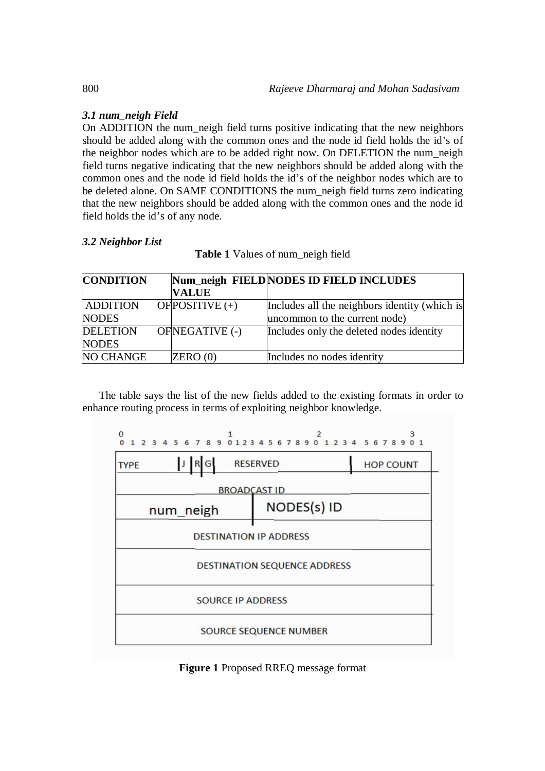### *3.1 num_neigh Field*

On ADDITION the num_neigh field turns positive indicating that the new neighbors should be added along with the common ones and the node id field holds the id's of the neighbor nodes which are to be added right now. On DELETION the num_neigh field turns negative indicating that the new neighbors should be added along with the common ones and the node id field holds the id's of the neighbor nodes which are to be deleted alone. On SAME CONDITIONS the num_neigh field turns zero indicating that the new neighbors should be added along with the common ones and the node id field holds the id's of any node.

### *3.2 Neighbor List*

**Table 1** Values of num_neigh field

| CONDITION | Num_neigh FIELD VALUE | NODES ID FIELD INCLUDES |
|---|---|---|
| ADDITION OF NODES | POSITIVE (+) | Includes all the neighbors identity (which is uncommon to the current node) |
| DELETION OF NODES | NEGATIVE (-) | Includes only the deleted nodes identity |
| NO CHANGE | ZERO (0) | Includes no nodes identity |

The table says the list of the new fields added to the existing formats in order to enhance routing process in terms of exploiting neighbor knowledge.

| 0–7 | 8–10 | 11–23 | 24–31 |
|---|---|---|---|
| TYPE | J R G | RESERVED | HOP COUNT |
| BROADCAST ID | | | |
| num_neigh | | NODES(s) ID | |
| DESTINATION IP ADDRESS | | | |
| DESTINATION SEQUENCE ADDRESS | | | |
| SOURCE IP ADDRESS | | | |
| SOURCE SEQUENCE NUMBER | | | |

**Figure 1** Proposed RREQ message format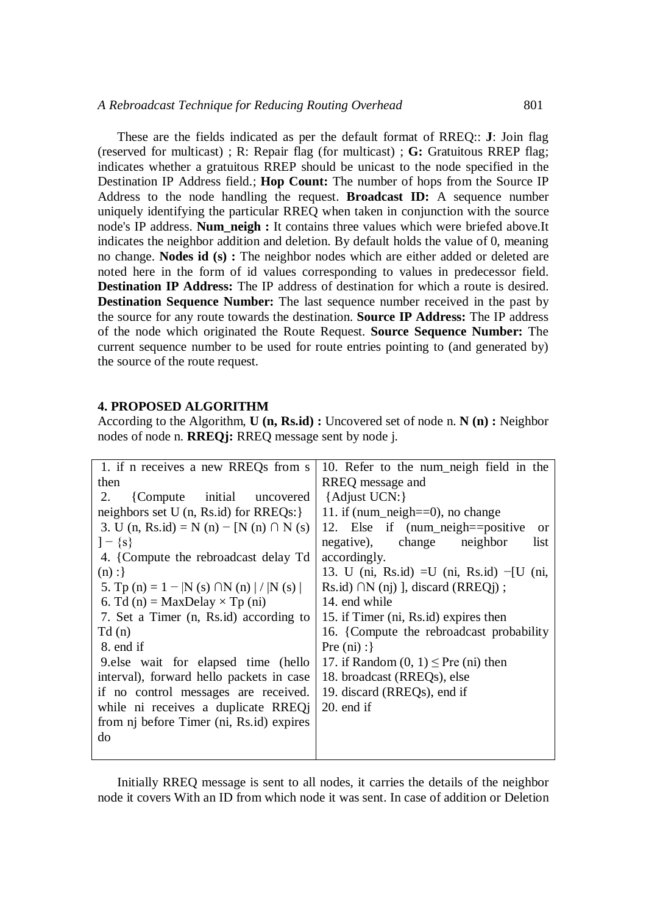These are the fields indicated as per the default format of RREQ:: **J**: Join flag (reserved for multicast) ; R: Repair flag (for multicast) ; **G:** Gratuitous RREP flag; indicates whether a gratuitous RREP should be unicast to the node specified in the Destination IP Address field.; **Hop Count:** The number of hops from the Source IP Address to the node handling the request. **Broadcast ID:** A sequence number uniquely identifying the particular RREQ when taken in conjunction with the source node's IP address. **Num_neigh :** It contains three values which were briefed above.It indicates the neighbor addition and deletion. By default holds the value of 0, meaning no change. **Nodes id (s) :** The neighbor nodes which are either added or deleted are noted here in the form of id values corresponding to values in predecessor field. **Destination IP Address:** The IP address of destination for which a route is desired. **Destination Sequence Number:** The last sequence number received in the past by the source for any route towards the destination. **Source IP Address:** The IP address of the node which originated the Route Request. **Source Sequence Number:** The current sequence number to be used for route entries pointing to (and generated by) the source of the route request.

## 4. PROPOSED ALGORITHM

According to the Algorithm, **U (n, Rs.id) :** Uncovered set of node n. **N (n) :** Neighbor nodes of node n. **RREQj:** RREQ message sent by node j.

```
1. if n receives a new RREQs from s then
2. {Compute initial uncovered neighbors set U (n, Rs.id) for RREQs:}
3. U (n, Rs.id) = N (n) − [N (n) ∩ N (s) ] − {s}
4. {Compute the rebroadcast delay Td (n) :}
5. Tp (n) = 1 − |N (s) ∩N (n) | / |N (s) |
6. Td (n) = MaxDelay × Tp (ni)
7. Set a Timer (n, Rs.id) according to Td (n)
8. end if
9.else wait for elapsed time (hello interval), forward hello packets in case if no control messages are received. while ni receives a duplicate RREQj from nj before Timer (ni, Rs.id) expires do
10. Refer to the num_neigh field in the RREQ message and
{Adjust UCN:}
11. if (num_neigh==0), no change
12. Else if (num_neigh==positive or negative), change neighbor list accordingly.
13. U (ni, Rs.id) =U (ni, Rs.id) −[U (ni, Rs.id) ∩N (nj) ], discard (RREQj) ;
14. end while
15. if Timer (ni, Rs.id) expires then
16. {Compute the rebroadcast probability Pre (ni) :}
17. if Random (0, 1) ≤ Pre (ni) then
18. broadcast (RREQs), else
19. discard (RREQs), end if
20. end if
```

Initially RREQ message is sent to all nodes, it carries the details of the neighbor node it covers With an ID from which node it was sent. In case of addition or Deletion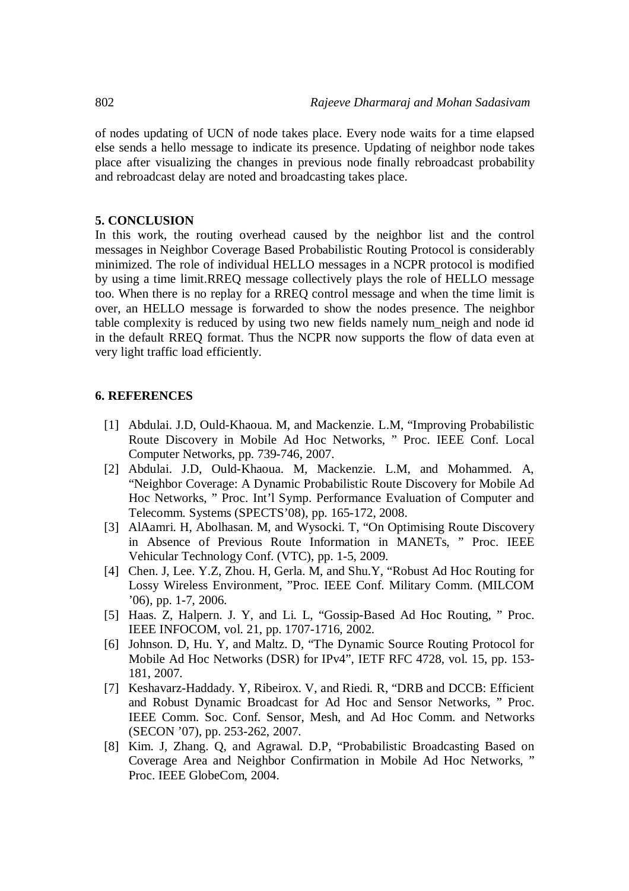of nodes updating of UCN of node takes place. Every node waits for a time elapsed else sends a hello message to indicate its presence. Updating of neighbor node takes place after visualizing the changes in previous node finally rebroadcast probability and rebroadcast delay are noted and broadcasting takes place.

## 5. CONCLUSION

In this work, the routing overhead caused by the neighbor list and the control messages in Neighbor Coverage Based Probabilistic Routing Protocol is considerably minimized. The role of individual HELLO messages in a NCPR protocol is modified by using a time limit.RREQ message collectively plays the role of HELLO message too. When there is no replay for a RREQ control message and when the time limit is over, an HELLO message is forwarded to show the nodes presence. The neighbor table complexity is reduced by using two new fields namely num_neigh and node id in the default RREQ format. Thus the NCPR now supports the flow of data even at very light traffic load efficiently.

## 6. REFERENCES

[1] Abdulai. J.D, Ould-Khaoua. M, and Mackenzie. L.M, "Improving Probabilistic Route Discovery in Mobile Ad Hoc Networks, " Proc. IEEE Conf. Local Computer Networks, pp. 739-746, 2007.

[2] Abdulai. J.D, Ould-Khaoua. M, Mackenzie. L.M, and Mohammed. A, "Neighbor Coverage: A Dynamic Probabilistic Route Discovery for Mobile Ad Hoc Networks, " Proc. Int'l Symp. Performance Evaluation of Computer and Telecomm. Systems (SPECTS'08), pp. 165-172, 2008.

[3] AlAamri. H, Abolhasan. M, and Wysocki. T, "On Optimising Route Discovery in Absence of Previous Route Information in MANETs, " Proc. IEEE Vehicular Technology Conf. (VTC), pp. 1-5, 2009.

[4] Chen. J, Lee. Y.Z, Zhou. H, Gerla. M, and Shu.Y, "Robust Ad Hoc Routing for Lossy Wireless Environment, "Proc. IEEE Conf. Military Comm. (MILCOM '06), pp. 1-7, 2006.

[5] Haas. Z, Halpern. J. Y, and Li. L, "Gossip-Based Ad Hoc Routing, " Proc. IEEE INFOCOM, vol. 21, pp. 1707-1716, 2002.

[6] Johnson. D, Hu. Y, and Maltz. D, "The Dynamic Source Routing Protocol for Mobile Ad Hoc Networks (DSR) for IPv4", IETF RFC 4728, vol. 15, pp. 153-181, 2007.

[7] Keshavarz-Haddady. Y, Ribeirox. V, and Riedi. R, "DRB and DCCB: Efficient and Robust Dynamic Broadcast for Ad Hoc and Sensor Networks, " Proc. IEEE Comm. Soc. Conf. Sensor, Mesh, and Ad Hoc Comm. and Networks (SECON '07), pp. 253-262, 2007.

[8] Kim. J, Zhang. Q, and Agrawal. D.P, "Probabilistic Broadcasting Based on Coverage Area and Neighbor Confirmation in Mobile Ad Hoc Networks, " Proc. IEEE GlobeCom, 2004.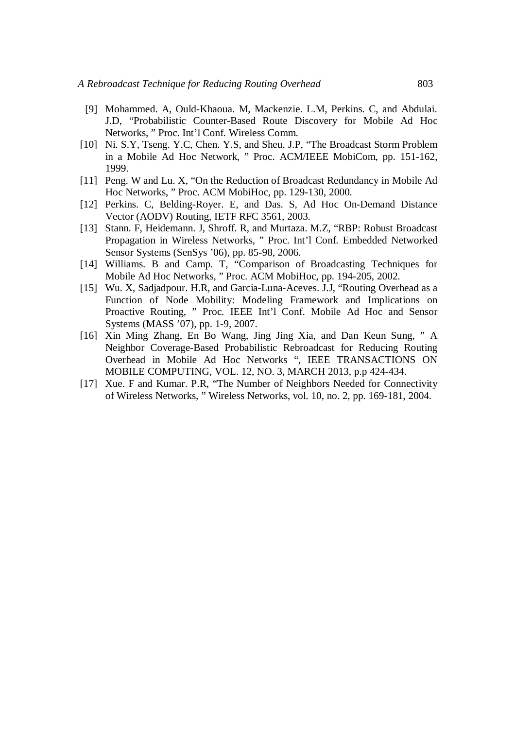[9] Mohammed. A, Ould-Khaoua. M, Mackenzie. L.M, Perkins. C, and Abdulai. J.D, "Probabilistic Counter-Based Route Discovery for Mobile Ad Hoc Networks, " Proc. Int'l Conf. Wireless Comm.

[10] Ni. S.Y, Tseng. Y.C, Chen. Y.S, and Sheu. J.P, "The Broadcast Storm Problem in a Mobile Ad Hoc Network, " Proc. ACM/IEEE MobiCom, pp. 151-162, 1999.

[11] Peng. W and Lu. X, "On the Reduction of Broadcast Redundancy in Mobile Ad Hoc Networks, " Proc. ACM MobiHoc, pp. 129-130, 2000.

[12] Perkins. C, Belding-Royer. E, and Das. S, Ad Hoc On-Demand Distance Vector (AODV) Routing, IETF RFC 3561, 2003.

[13] Stann. F, Heidemann. J, Shroff. R, and Murtaza. M.Z, "RBP: Robust Broadcast Propagation in Wireless Networks, " Proc. Int'l Conf. Embedded Networked Sensor Systems (SenSys '06), pp. 85-98, 2006.

[14] Williams. B and Camp. T, "Comparison of Broadcasting Techniques for Mobile Ad Hoc Networks, " Proc. ACM MobiHoc, pp. 194-205, 2002.

[15] Wu. X, Sadjadpour. H.R, and Garcia-Luna-Aceves. J.J, "Routing Overhead as a Function of Node Mobility: Modeling Framework and Implications on Proactive Routing, " Proc. IEEE Int'l Conf. Mobile Ad Hoc and Sensor Systems (MASS '07), pp. 1-9, 2007.

[16] Xin Ming Zhang, En Bo Wang, Jing Jing Xia, and Dan Keun Sung, " A Neighbor Coverage-Based Probabilistic Rebroadcast for Reducing Routing Overhead in Mobile Ad Hoc Networks ", IEEE TRANSACTIONS ON MOBILE COMPUTING, VOL. 12, NO. 3, MARCH 2013, p.p 424-434.

[17] Xue. F and Kumar. P.R, "The Number of Neighbors Needed for Connectivity of Wireless Networks, " Wireless Networks, vol. 10, no. 2, pp. 169-181, 2004.